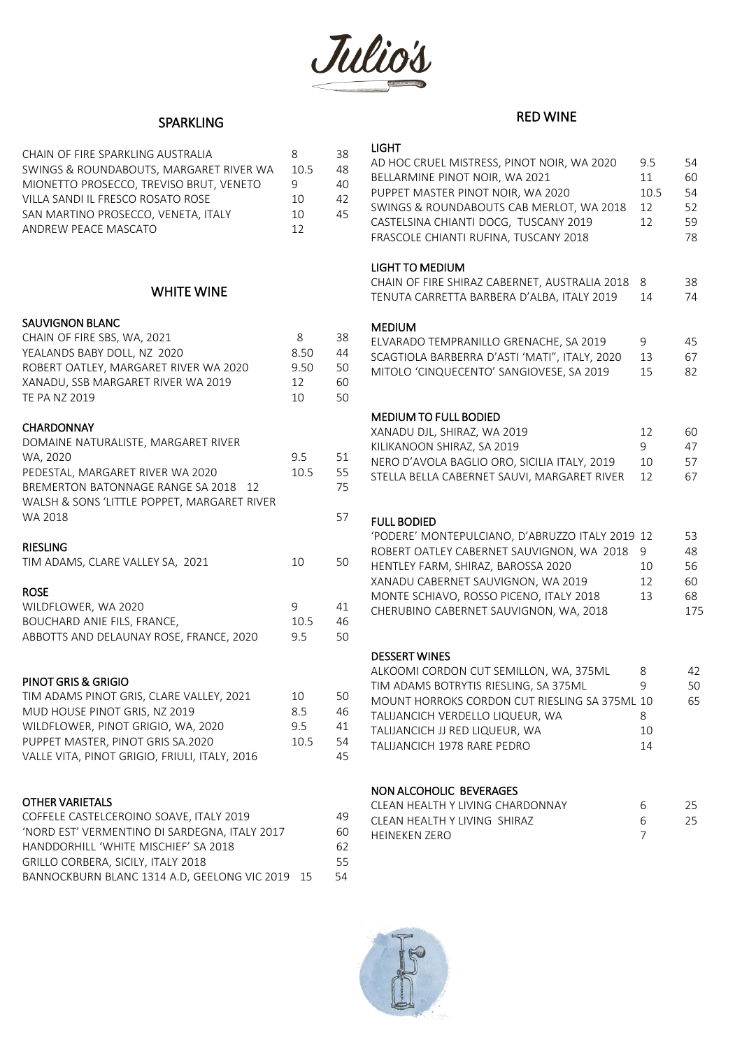# Julio's

## SPARKLING

| | Glass | Bottle |
|---|---|---|
| CHAIN OF FIRE SPARKLING AUSTRALIA | 8 | 38 |
| SWINGS & ROUNDABOUTS, MARGARET RIVER WA | 10.5 | 48 |
| MIONETTO PROSECCO, TREVISO BRUT, VENETO | 9 | 40 |
| VILLA SANDI IL FRESCO ROSATO ROSE | 10 | 42 |
| SAN MARTINO PROSECCO, VENETA, ITALY | 10 | 45 |
| ANDREW PEACE MASCATO | 12 | |

## WHITE WINE

### SAUVIGNON BLANC

| | Glass | Bottle |
|---|---|---|
| CHAIN OF FIRE SBS, WA, 2021 | 8 | 38 |
| YEALANDS BABY DOLL, NZ 2020 | 8.50 | 44 |
| ROBERT OATLEY, MARGARET RIVER WA 2020 | 9.50 | 50 |
| XANADU, SSB MARGARET RIVER WA 2019 | 12 | 60 |
| TE PA NZ 2019 | 10 | 50 |

### CHARDONNAY

| | Glass | Bottle |
|---|---|---|
| DOMAINE NATURALISTE, MARGARET RIVER WA, 2020 | 9.5 | 51 |
| PEDESTAL, MARGARET RIVER WA 2020 | 10.5 | 55 |
| BREMERTON BATONNAGE RANGE SA 2018 12 | | 75 |
| WALSH & SONS 'LITTLE POPPET, MARGARET RIVER WA 2018 | | 57 |

### RIESLING

| | Glass | Bottle |
|---|---|---|
| TIM ADAMS, CLARE VALLEY SA, 2021 | 10 | 50 |

### ROSE

| | Glass | Bottle |
|---|---|---|
| WILDFLOWER, WA 2020 | 9 | 41 |
| BOUCHARD ANIE FILS, FRANCE, | 10.5 | 46 |
| ABBOTTS AND DELAUNAY ROSE, FRANCE, 2020 | 9.5 | 50 |

### PINOT GRIS & GRIGIO

| | Glass | Bottle |
|---|---|---|
| TIM ADAMS PINOT GRIS, CLARE VALLEY, 2021 | 10 | 50 |
| MUD HOUSE PINOT GRIS, NZ 2019 | 8.5 | 46 |
| WILDFLOWER, PINOT GRIGIO, WA, 2020 | 9.5 | 41 |
| PUPPET MASTER, PINOT GRIS SA.2020 | 10.5 | 54 |
| VALLE VITA, PINOT GRIGIO, FRIULI, ITALY, 2016 | | 45 |

### OTHER VARIETALS

| | Glass | Bottle |
|---|---|---|
| COFFELE CASTELCEROINO SOAVE, ITALY 2019 | | 49 |
| 'NORD EST' VERMENTINO DI SARDEGNA, ITALY 2017 | | 60 |
| HANDDORHILL 'WHITE MISCHIEF' SA 2018 | | 62 |
| GRILLO CORBERA, SICILY, ITALY 2018 | | 55 |
| BANNOCKBURN BLANC 1314 A.D, GEELONG VIC 2019 | 15 | 54 |

## RED WINE

### LIGHT

| | Glass | Bottle |
|---|---|---|
| AD HOC CRUEL MISTRESS, PINOT NOIR, WA 2020 | 9.5 | 54 |
| BELLARMINE PINOT NOIR, WA 2021 | 11 | 60 |
| PUPPET MASTER PINOT NOIR, WA 2020 | 10.5 | 54 |
| SWINGS & ROUNDABOUTS CAB MERLOT, WA 2018 | 12 | 52 |
| CASTELSINA CHIANTI DOCG, TUSCANY 2019 | 12 | 59 |
| FRASCOLE CHIANTI RUFINA, TUSCANY 2018 | | 78 |

### LIGHT TO MEDIUM

| | Glass | Bottle |
|---|---|---|
| CHAIN OF FIRE SHIRAZ CABERNET, AUSTRALIA 2018 | 8 | 38 |
| TENUTA CARRETTA BARBERA D'ALBA, ITALY 2019 | 14 | 74 |

### MEDIUM

| | Glass | Bottle |
|---|---|---|
| ELVARADO TEMPRANILLO GRENACHE, SA 2019 | 9 | 45 |
| SCAGTIOLA BARBERRA D'ASTI 'MATI", ITALY, 2020 | 13 | 67 |
| MITOLO 'CINQUECENTO' SANGIOVESE, SA 2019 | 15 | 82 |

### MEDIUM TO FULL BODIED

| | Glass | Bottle |
|---|---|---|
| XANADU DJL, SHIRAZ, WA 2019 | 12 | 60 |
| KILIKANOON SHIRAZ, SA 2019 | 9 | 47 |
| NERO D'AVOLA BAGLIO ORO, SICILIA ITALY, 2019 | 10 | 57 |
| STELLA BELLA CABERNET SAUVI, MARGARET RIVER | 12 | 67 |

### FULL BODIED

| | Glass | Bottle |
|---|---|---|
| 'PODERE' MONTEPULCIANO, D'ABRUZZO ITALY 2019 | 12 | 53 |
| ROBERT OATLEY CABERNET SAUVIGNON, WA 2018 | 9 | 48 |
| HENTLEY FARM, SHIRAZ, BAROSSA 2020 | 10 | 56 |
| XANADU CABERNET SAUVIGNON, WA 2019 | 12 | 60 |
| MONTE SCHIAVO, ROSSO PICENO, ITALY 2018 | 13 | 68 |
| CHERUBINO CABERNET SAUVIGNON, WA, 2018 | | 175 |

### DESSERT WINES

| | Glass | Bottle |
|---|---|---|
| ALKOOMI CORDON CUT SEMILLON, WA, 375ML | 8 | 42 |
| TIM ADAMS BOTRYTIS RIESLING, SA 375ML | 9 | 50 |
| MOUNT HORROKS CORDON CUT RIESLING SA 375ML | 10 | 65 |
| TALIJANCICH VERDELLO LIQUEUR, WA | 8 | |
| TALIJANCICH JJ RED LIQUEUR, WA | 10 | |
| TALIJANCICH 1978 RARE PEDRO | 14 | |

### NON ALCOHOLIC BEVERAGES

| | Glass | Bottle |
|---|---|---|
| CLEAN HEALTH Y LIVING CHARDONNAY | 6 | 25 |
| CLEAN HEALTH Y LIVING SHIRAZ | 6 | 25 |
| HEINEKEN ZERO | 7 | |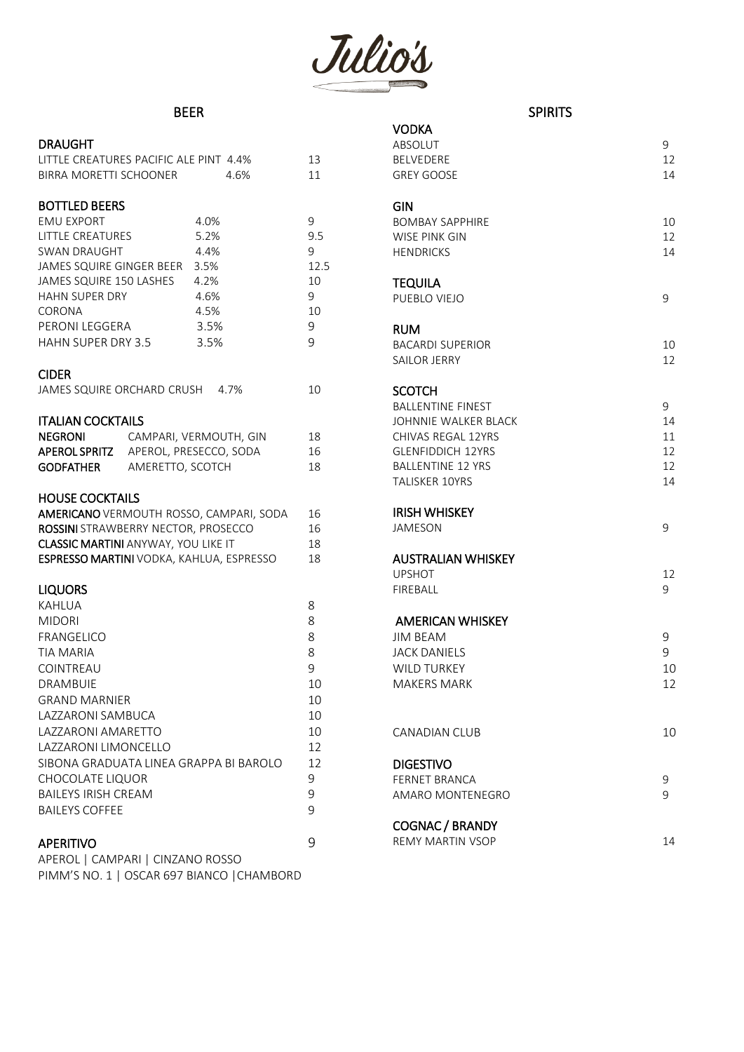# Julio's

## BEER

### DRAUGHT

| | | |
|---|---|---|
| LITTLE CREATURES PACIFIC ALE PINT | 4.4% | 13 |
| BIRRA MORETTI SCHOONER | 4.6% | 11 |

### BOTTLED BEERS

| | | |
|---|---|---|
| EMU EXPORT | 4.0% | 9 |
| LITTLE CREATURES | 5.2% | 9.5 |
| SWAN DRAUGHT | 4.4% | 9 |
| JAMES SQUIRE GINGER BEER | 3.5% | 12.5 |
| JAMES SQUIRE 150 LASHES | 4.2% | 10 |
| HAHN SUPER DRY | 4.6% | 9 |
| CORONA | 4.5% | 10 |
| PERONI LEGGERA | 3.5% | 9 |
| HAHN SUPER DRY 3.5 | 3.5% | 9 |

### CIDER

| | | |
|---|---|---|
| JAMES SQUIRE ORCHARD CRUSH | 4.7% | 10 |

### ITALIAN COCKTAILS

| | | |
|---|---|---|
| **NEGRONI** | CAMPARI, VERMOUTH, GIN | 18 |
| **APEROL SPRITZ** | APEROL, PRESECCO, SODA | 16 |
| **GODFATHER** | AMERETTO, SCOTCH | 18 |

### HOUSE COCKTAILS

| | |
|---|---|
| **AMERICANO** VERMOUTH ROSSO, CAMPARI, SODA | 16 |
| **ROSSINI** STRAWBERRY NECTOR, PROSECCO | 16 |
| **CLASSIC MARTINI** ANYWAY, YOU LIKE IT | 18 |
| **ESPRESSO MARTINI** VODKA, KAHLUA, ESPRESSO | 18 |

### LIQUORS

| | |
|---|---|
| KAHLUA | 8 |
| MIDORI | 8 |
| FRANGELICO | 8 |
| TIA MARIA | 8 |
| COINTREAU | 9 |
| DRAMBUIE | 10 |
| GRAND MARNIER | 10 |
| LAZZARONI SAMBUCA | 10 |
| LAZZARONI AMARETTO | 10 |
| LAZZARONI LIMONCELLO | 12 |
| SIBONA GRADUATA LINEA GRAPPA BI BAROLO | 12 |
| CHOCOLATE LIQUOR | 9 |
| BAILEYS IRISH CREAM | 9 |
| BAILEYS COFFEE | 9 |

### APERITIVO — 9

APEROL | CAMPARI | CINZANO ROSSO
PIMM'S NO. 1 | OSCAR 697 BIANCO |CHAMBORD

## SPIRITS

### VODKA

| | |
|---|---|
| ABSOLUT | 9 |
| BELVEDERE | 12 |
| GREY GOOSE | 14 |

### GIN

| | |
|---|---|
| BOMBAY SAPPHIRE | 10 |
| WISE PINK GIN | 12 |
| HENDRICKS | 14 |

### TEQUILA

| | |
|---|---|
| PUEBLO VIEJO | 9 |

### RUM

| | |
|---|---|
| BACARDI SUPERIOR | 10 |
| SAILOR JERRY | 12 |

### SCOTCH

| | |
|---|---|
| BALLENTINE FINEST | 9 |
| JOHNNIE WALKER BLACK | 14 |
| CHIVAS REGAL 12YRS | 11 |
| GLENFIDDICH 12YRS | 12 |
| BALLENTINE 12 YRS | 12 |
| TALISKER 10YRS | 14 |

### IRISH WHISKEY

| | |
|---|---|
| JAMESON | 9 |

### AUSTRALIAN WHISKEY

| | |
|---|---|
| UPSHOT | 12 |
| FIREBALL | 9 |

### AMERICAN WHISKEY

| | |
|---|---|
| JIM BEAM | 9 |
| JACK DANIELS | 9 |
| WILD TURKEY | 10 |
| MAKERS MARK | 12 |

| | |
|---|---|
| CANADIAN CLUB | 10 |

### DIGESTIVO

| | |
|---|---|
| FERNET BRANCA | 9 |
| AMARO MONTENEGRO | 9 |

### COGNAC / BRANDY

| | |
|---|---|
| REMY MARTIN VSOP | 14 |